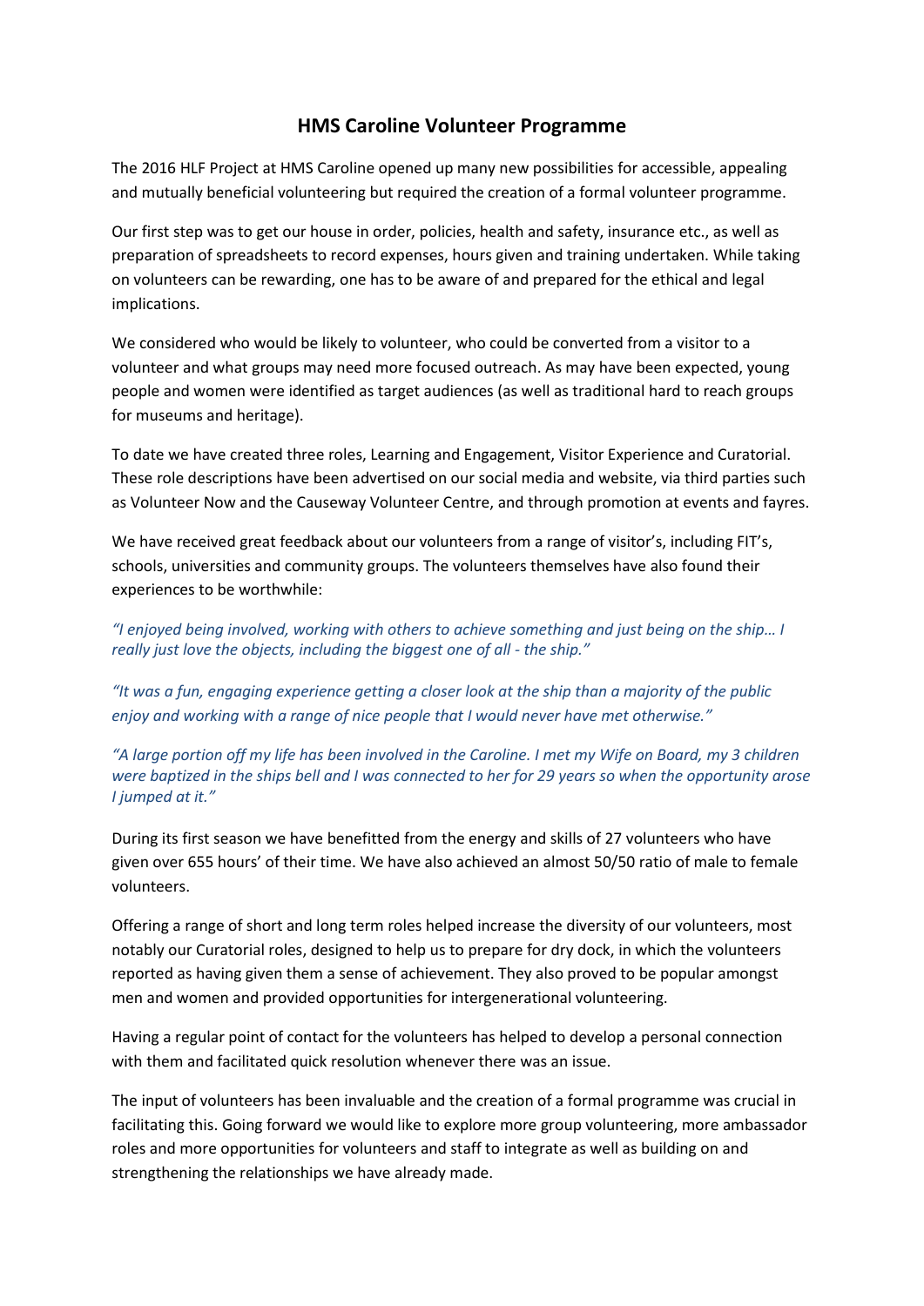# HMS Caroline Volunteer Programme

The 2016 HLF Project at HMS Caroline opened up many new possibilities for accessible, appealing and mutually beneficial volunteering but required the creation of a formal volunteer programme.

Our first step was to get our house in order, policies, health and safety, insurance etc., as well as preparation of spreadsheets to record expenses, hours given and training undertaken. While taking on volunteers can be rewarding, one has to be aware of and prepared for the ethical and legal implications.

We considered who would be likely to volunteer, who could be converted from a visitor to a volunteer and what groups may need more focused outreach. As may have been expected, young people and women were identified as target audiences (as well as traditional hard to reach groups for museums and heritage).

To date we have created three roles, Learning and Engagement, Visitor Experience and Curatorial. These role descriptions have been advertised on our social media and website, via third parties such as Volunteer Now and the Causeway Volunteer Centre, and through promotion at events and fayres.

We have received great feedback about our volunteers from a range of visitor's, including FIT's, schools, universities and community groups. The volunteers themselves have also found their experiences to be worthwhile:

*"I enjoyed being involved, working with others to achieve something and just being on the ship… I really just love the objects, including the biggest one of all - the ship."*

*"It was a fun, engaging experience getting a closer look at the ship than a majority of the public enjoy and working with a range of nice people that I would never have met otherwise."*

*"A large portion off my life has been involved in the Caroline. I met my Wife on Board, my 3 children were baptized in the ships bell and I was connected to her for 29 years so when the opportunity arose I jumped at it."*

During its first season we have benefitted from the energy and skills of 27 volunteers who have given over 655 hours' of their time. We have also achieved an almost 50/50 ratio of male to female volunteers.

Offering a range of short and long term roles helped increase the diversity of our volunteers, most notably our Curatorial roles, designed to help us to prepare for dry dock, in which the volunteers reported as having given them a sense of achievement. They also proved to be popular amongst men and women and provided opportunities for intergenerational volunteering.

Having a regular point of contact for the volunteers has helped to develop a personal connection with them and facilitated quick resolution whenever there was an issue.

The input of volunteers has been invaluable and the creation of a formal programme was crucial in facilitating this. Going forward we would like to explore more group volunteering, more ambassador roles and more opportunities for volunteers and staff to integrate as well as building on and strengthening the relationships we have already made.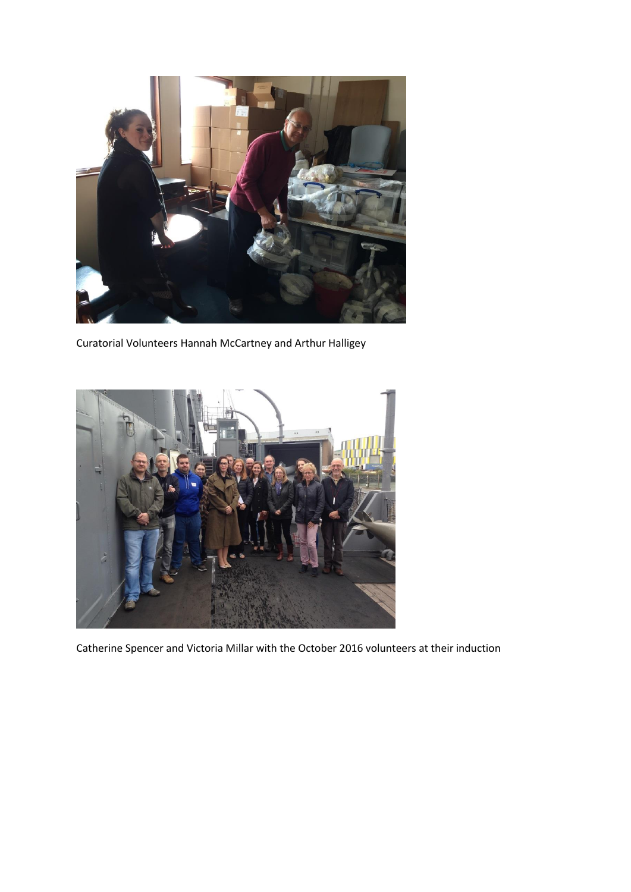Curatorial Volunteers Hannah McCartney and Arthur Halligey

Catherine Spencer and Victoria Millar with the October 2016 volunteers at their induction